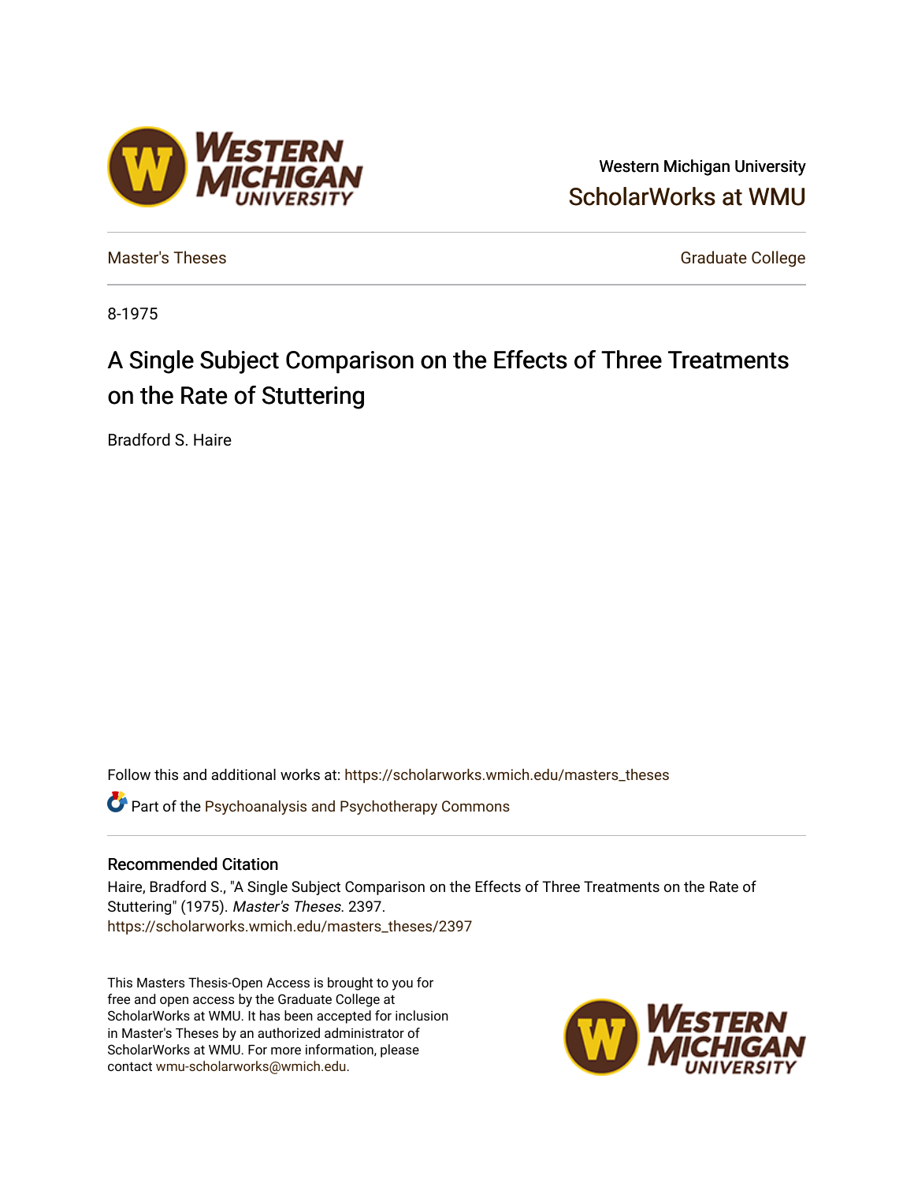Western Michigan University
ScholarWorks at WMU

Master's Theses

Graduate College

8-1975

# A Single Subject Comparison on the Effects of Three Treatments on the Rate of Stuttering

Bradford S. Haire

Follow this and additional works at: https://scholarworks.wmich.edu/masters_theses

Part of the Psychoanalysis and Psychotherapy Commons

## Recommended Citation

Haire, Bradford S., "A Single Subject Comparison on the Effects of Three Treatments on the Rate of Stuttering" (1975). *Master's Theses*. 2397.
https://scholarworks.wmich.edu/masters_theses/2397

This Masters Thesis-Open Access is brought to you for free and open access by the Graduate College at ScholarWorks at WMU. It has been accepted for inclusion in Master's Theses by an authorized administrator of ScholarWorks at WMU. For more information, please contact wmu-scholarworks@wmich.edu.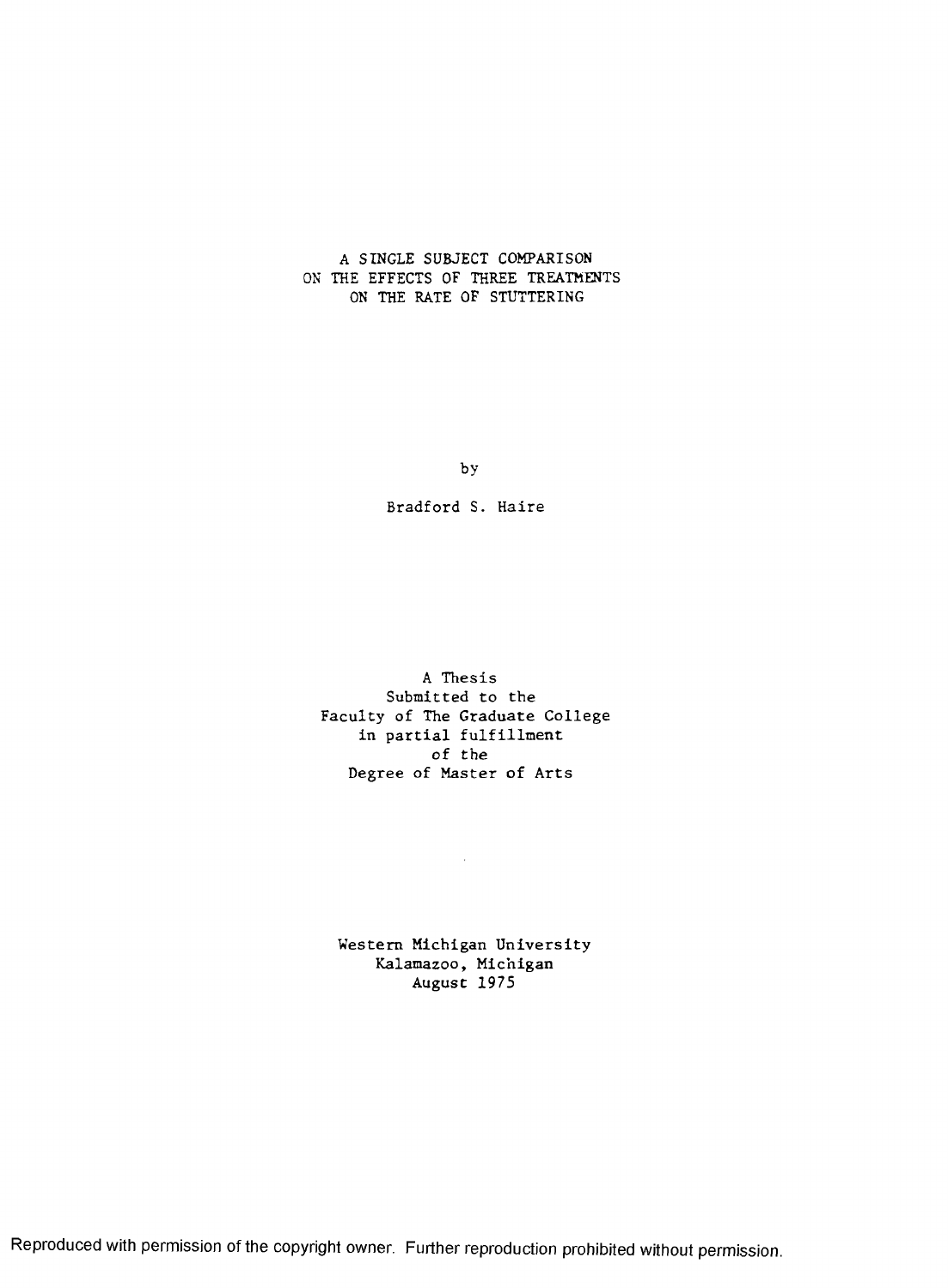# A SINGLE SUBJECT COMPARISON ON THE EFFECTS OF THREE TREATMENTS ON THE RATE OF STUTTERING

by

Bradford S. Haire

A Thesis
Submitted to the
Faculty of The Graduate College
in partial fulfillment
of the
Degree of Master of Arts

Western Michigan University
Kalamazoo, Michigan
August 1975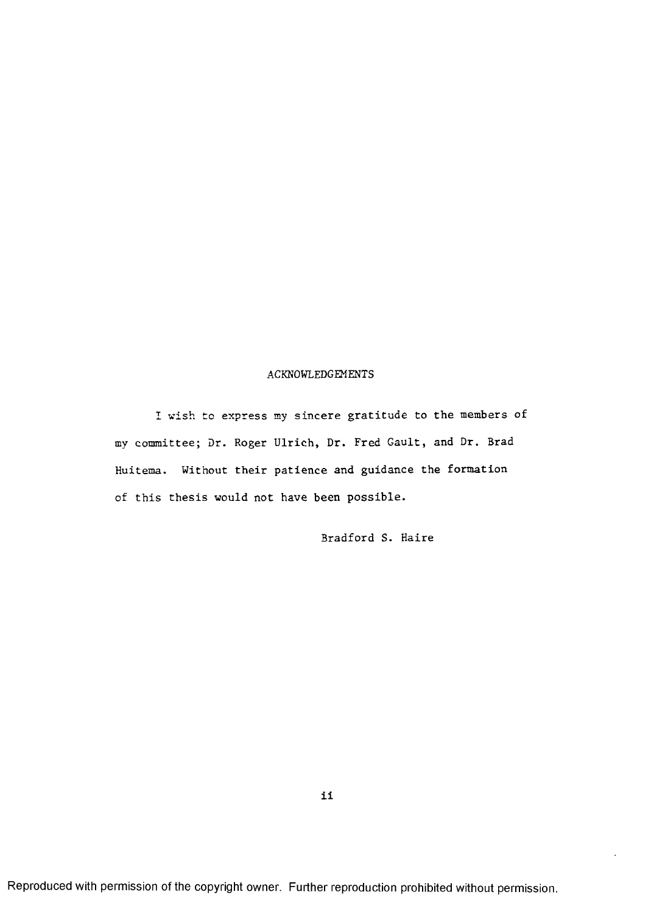## ACKNOWLEDGEMENTS

I wish to express my sincere gratitude to the members of my committee; Dr. Roger Ulrich, Dr. Fred Gault, and Dr. Brad Huitema. Without their patience and guidance the formation of this thesis would not have been possible.

Bradford S. Haire

Reproduced with permission of the copyright owner. Further reproduction prohibited without permission.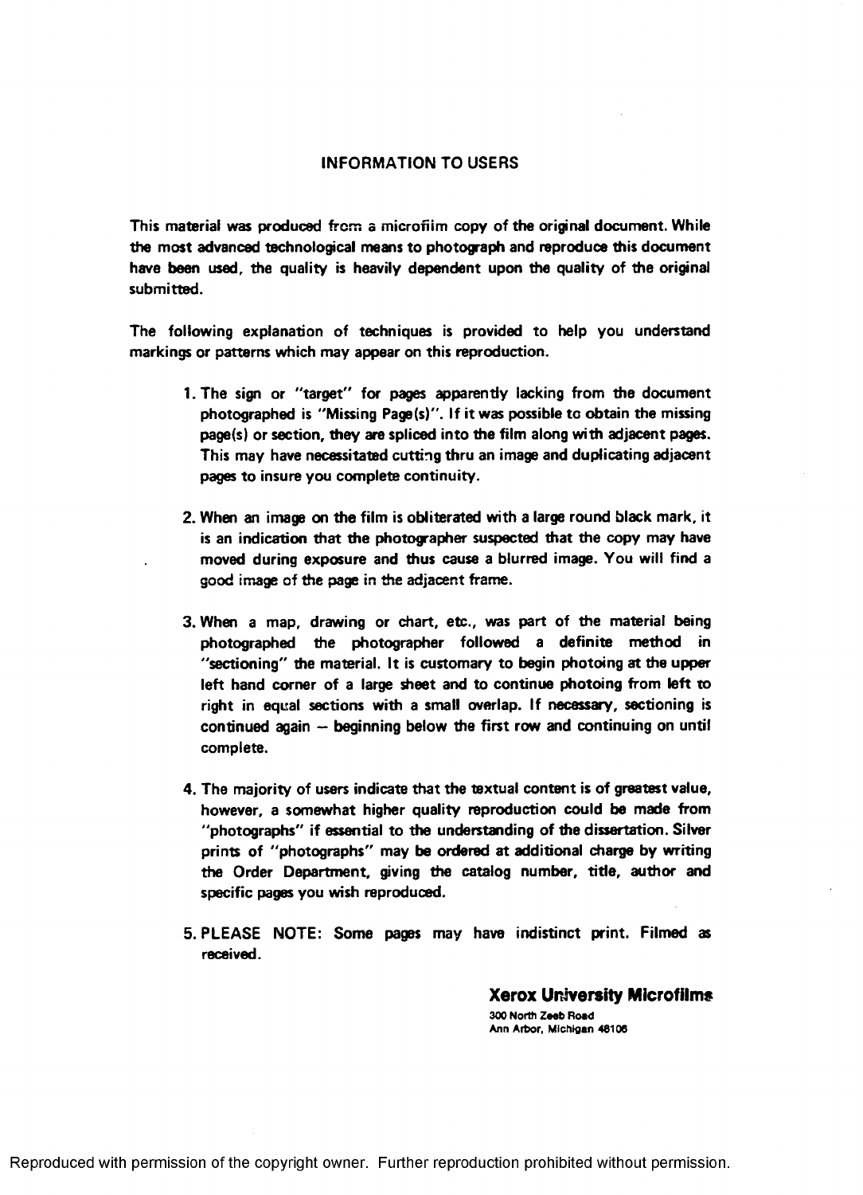## INFORMATION TO USERS

This material was produced from a microfilm copy of the original document. While the most advanced technological means to photograph and reproduce this document have been used, the quality is heavily dependent upon the quality of the original submitted.

The following explanation of techniques is provided to help you understand markings or patterns which may appear on this reproduction.

1. The sign or "target" for pages apparently lacking from the document photographed is "Missing Page(s)". If it was possible to obtain the missing page(s) or section, they are spliced into the film along with adjacent pages. This may have necessitated cutting thru an image and duplicating adjacent pages to insure you complete continuity.

2. When an image on the film is obliterated with a large round black mark, it is an indication that the photographer suspected that the copy may have moved during exposure and thus cause a blurred image. You will find a good image of the page in the adjacent frame.

3. When a map, drawing or chart, etc., was part of the material being photographed the photographer followed a definite method in "sectioning" the material. It is customary to begin photoing at the upper left hand corner of a large sheet and to continue photoing from left to right in equal sections with a small overlap. If necessary, sectioning is continued again – beginning below the first row and continuing on until complete.

4. The majority of users indicate that the textual content is of greatest value, however, a somewhat higher quality reproduction could be made from "photographs" if essential to the understanding of the dissertation. Silver prints of "photographs" may be ordered at additional charge by writing the Order Department, giving the catalog number, title, author and specific pages you wish reproduced.

5. PLEASE NOTE: Some pages may have indistinct print. Filmed as received.

**Xerox University Microfilms**
300 North Zeeb Road
Ann Arbor, Michigan 48106

Reproduced with permission of the copyright owner. Further reproduction prohibited without permission.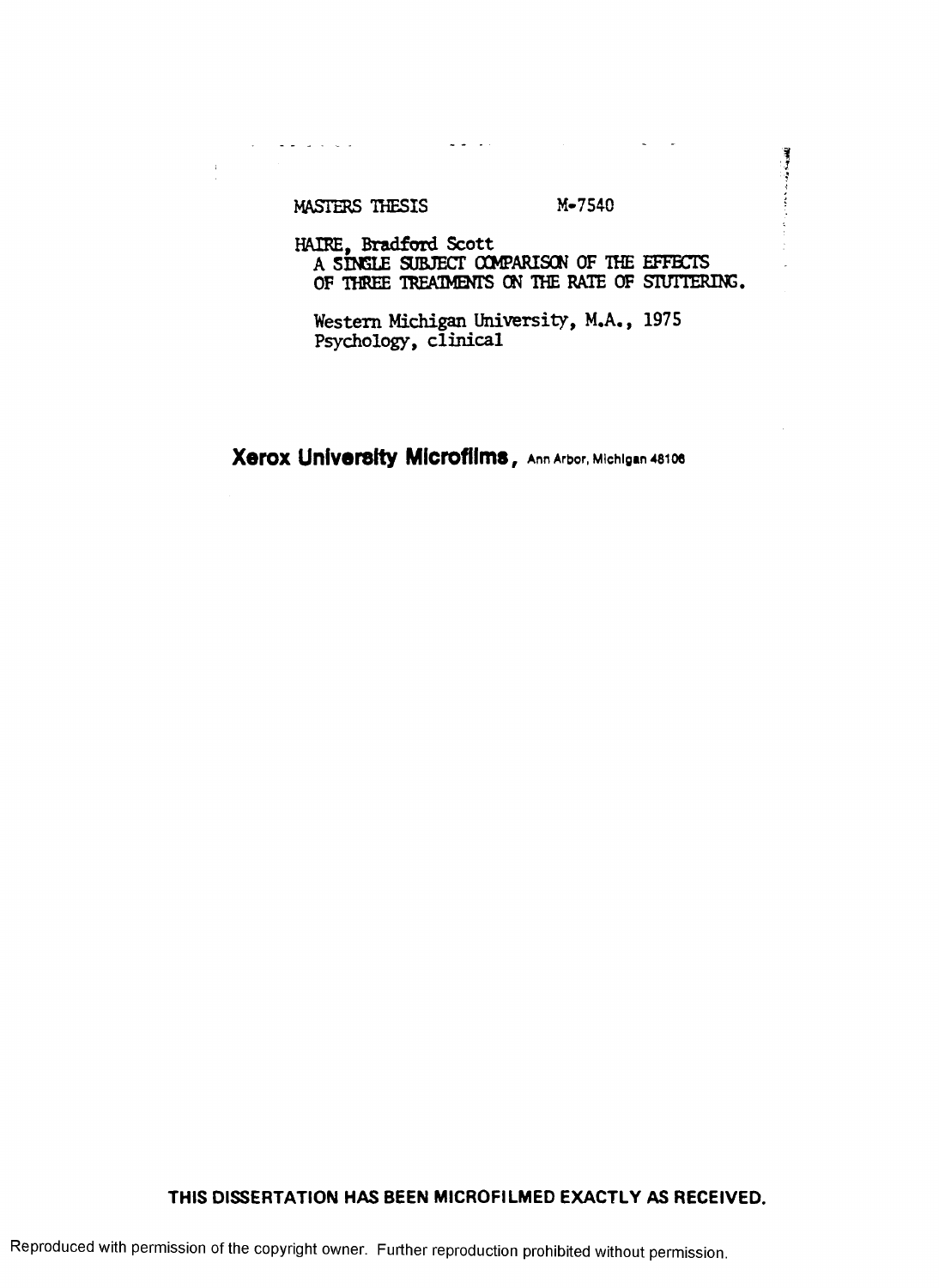MASTERS THESIS M-7540

HAIRE, Bradford Scott
A SINGLE SUBJECT COMPARISON OF THE EFFECTS OF THREE TREATMENTS ON THE RATE OF STUTTERING.

Western Michigan University, M.A., 1975
Psychology, clinical

**Xerox University Microfilms**, Ann Arbor, Michigan 48106

**THIS DISSERTATION HAS BEEN MICROFILMED EXACTLY AS RECEIVED.**

Reproduced with permission of the copyright owner. Further reproduction prohibited without permission.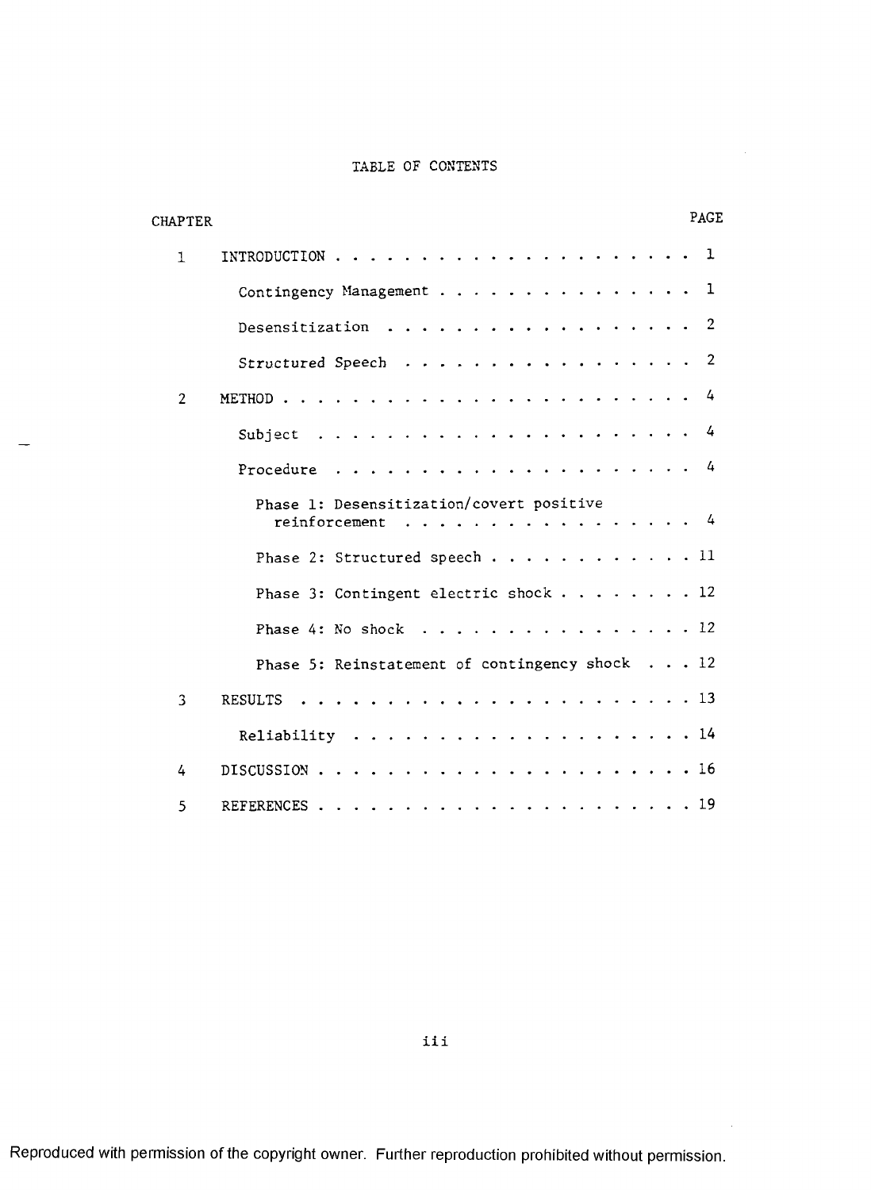# TABLE OF CONTENTS

| CHAPTER | | PAGE |
|---|---|---|
| 1 | INTRODUCTION | 1 |
| | Contingency Management | 1 |
| | Desensitization | 2 |
| | Structured Speech | 2 |
| 2 | METHOD | 4 |
| | Subject | 4 |
| | Procedure | 4 |
| | Phase 1: Desensitization/covert positive reinforcement | 4 |
| | Phase 2: Structured speech | 11 |
| | Phase 3: Contingent electric shock | 12 |
| | Phase 4: No shock | 12 |
| | Phase 5: Reinstatement of contingency shock | 12 |
| 3 | RESULTS | 13 |
| | Reliability | 14 |
| 4 | DISCUSSION | 16 |
| 5 | REFERENCES | 19 |

Reproduced with permission of the copyright owner. Further reproduction prohibited without permission.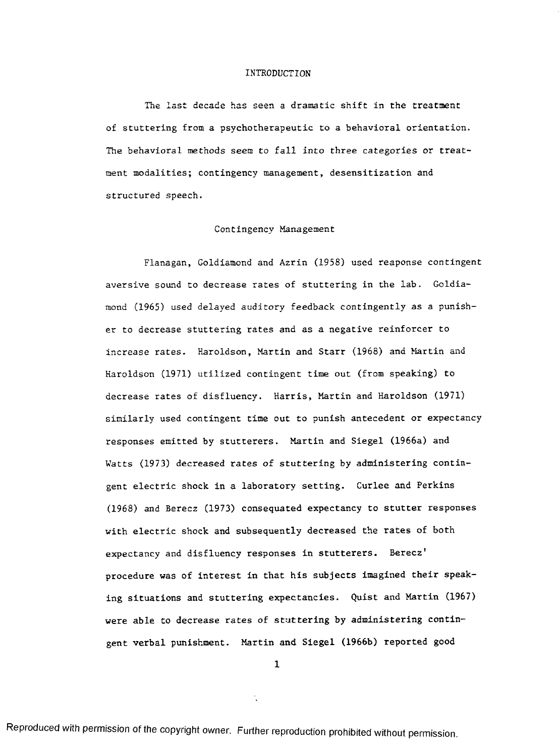# INTRODUCTION

The last decade has seen a dramatic shift in the treatment of stuttering from a psychotherapeutic to a behavioral orientation. The behavioral methods seem to fall into three categories or treatment modalities; contingency management, desensitization and structured speech.

## Contingency Management

Flanagan, Goldiamond and Azrin (1958) used reaponse contingent aversive sound to decrease rates of stuttering in the lab. Goldiamond (1965) used delayed auditory feedback contingently as a punisher to decrease stuttering rates and as a negative reinforcer to increase rates. Haroldson, Martin and Starr (1968) and Martin and Haroldson (1971) utilized contingent time out (from speaking) to decrease rates of disfluency. Harris, Martin and Haroldson (1971) similarly used contingent time out to punish antecedent or expectancy responses emitted by stutterers. Martin and Siegel (1966a) and Watts (1973) decreased rates of stuttering by administering contingent electric shock in a laboratory setting. Curlee and Perkins (1968) and Berecz (1973) consequated expectancy to stutter responses with electric shock and subsequently decreased the rates of both expectancy and disfluency responses in stutterers. Berecz' procedure was of interest in that his subjects imagined their speaking situations and stuttering expectancies. Quist and Martin (1967) were able to decrease rates of stuttering by administering contingent verbal punishment. Martin and Siegel (1966b) reported good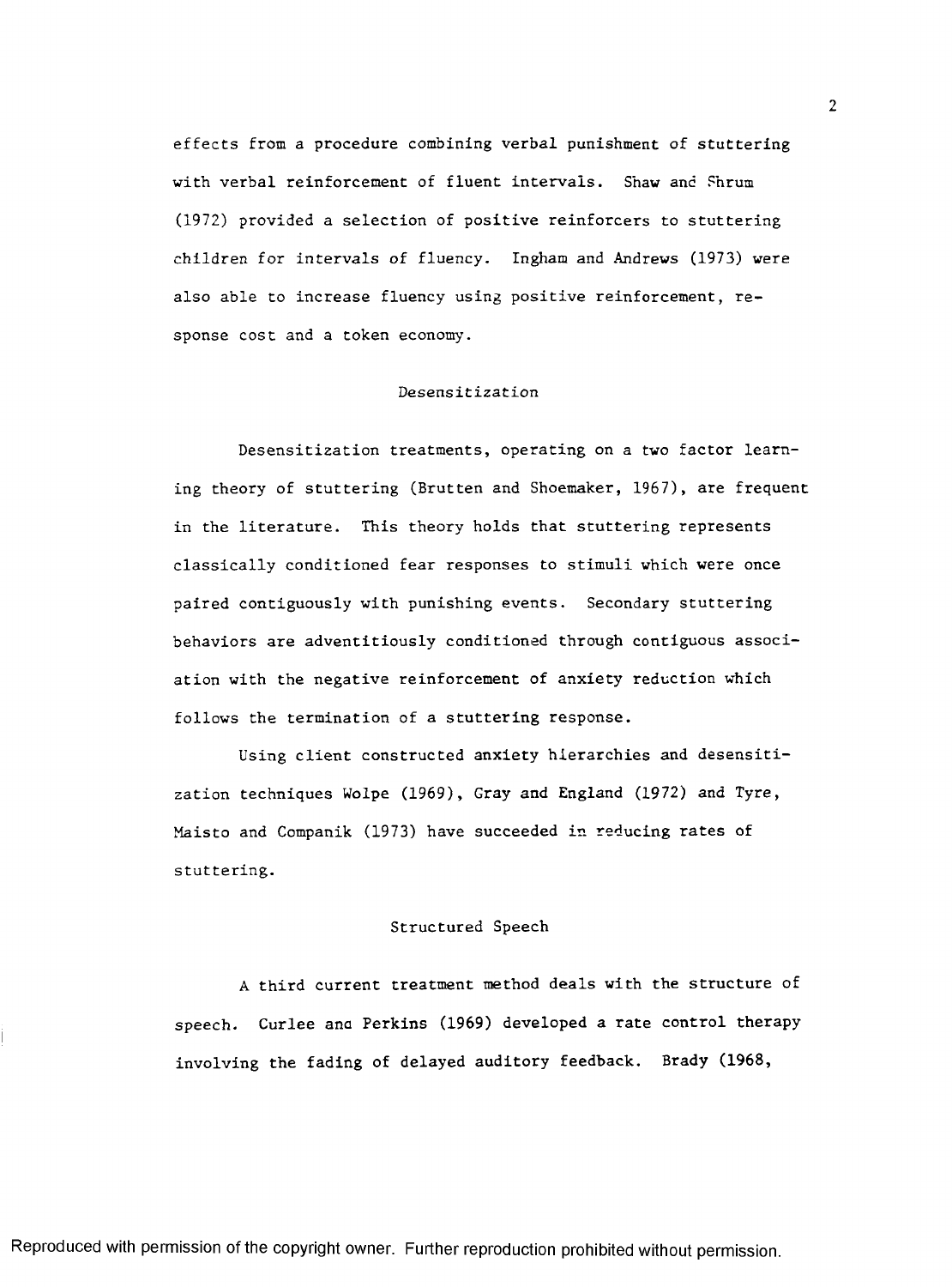effects from a procedure combining verbal punishment of stuttering with verbal reinforcement of fluent intervals. Shaw and Shrum (1972) provided a selection of positive reinforcers to stuttering children for intervals of fluency. Ingham and Andrews (1973) were also able to increase fluency using positive reinforcement, response cost and a token economy.

### Desensitization

Desensitization treatments, operating on a two factor learning theory of stuttering (Brutten and Shoemaker, 1967), are frequent in the literature. This theory holds that stuttering represents classically conditioned fear responses to stimuli which were once paired contiguously with punishing events. Secondary stuttering behaviors are adventitiously conditioned through contiguous association with the negative reinforcement of anxiety reduction which follows the termination of a stuttering response.

Using client constructed anxiety hierarchies and desensitization techniques Wolpe (1969), Gray and England (1972) and Tyre, Maisto and Companik (1973) have succeeded in reducing rates of stuttering.

### Structured Speech

A third current treatment method deals with the structure of speech. Curlee and Perkins (1969) developed a rate control therapy involving the fading of delayed auditory feedback. Brady (1968,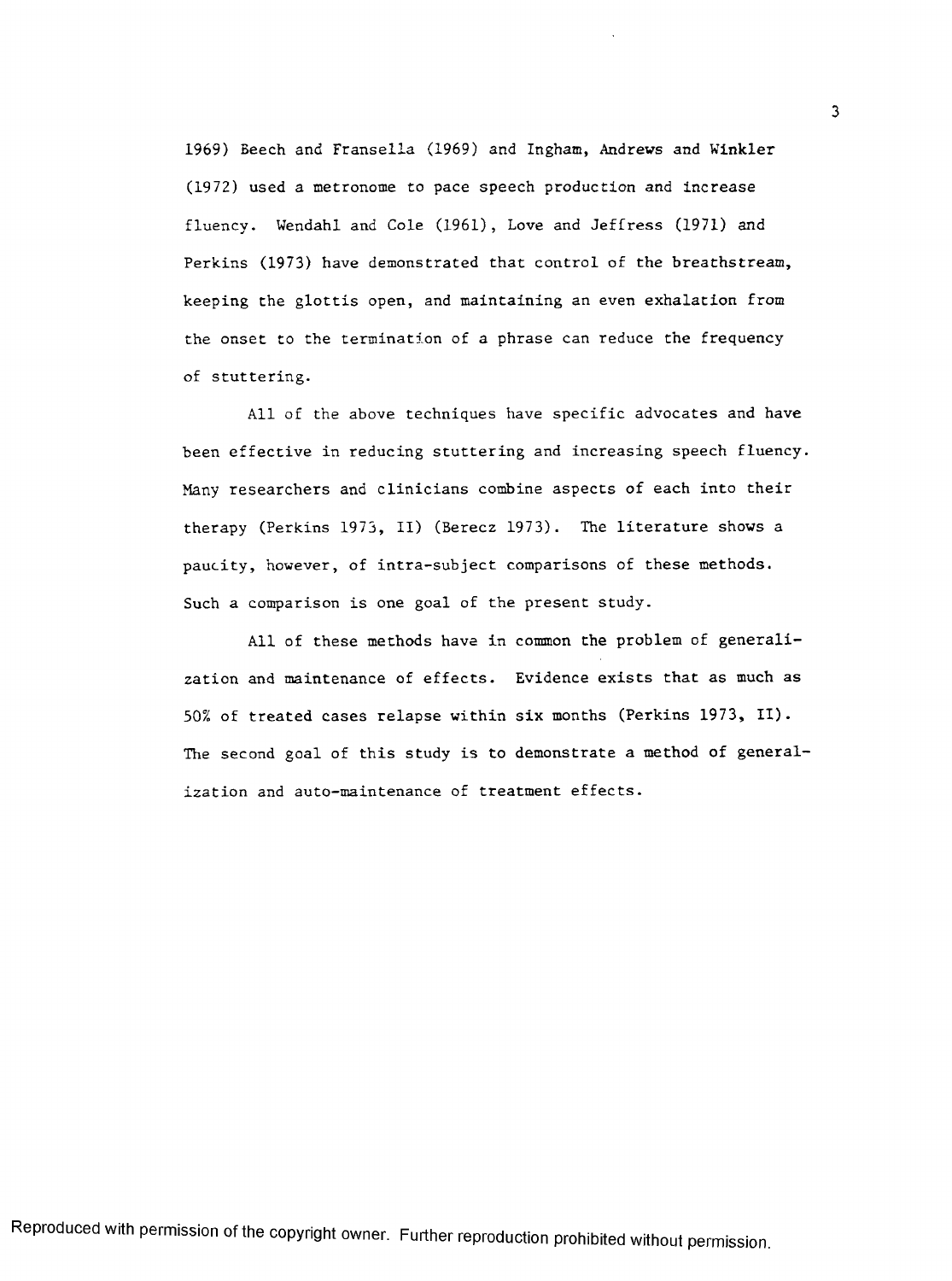1969) Beech and Fransella (1969) and Ingham, Andrews and Winkler (1972) used a metronome to pace speech production and increase fluency. Wendahl and Cole (1961), Love and Jeffress (1971) and Perkins (1973) have demonstrated that control of the breathstream, keeping the glottis open, and maintaining an even exhalation from the onset to the termination of a phrase can reduce the frequency of stuttering.

All of the above techniques have specific advocates and have been effective in reducing stuttering and increasing speech fluency. Many researchers and clinicians combine aspects of each into their therapy (Perkins 1973, II) (Berecz 1973). The literature shows a paucity, however, of intra-subject comparisons of these methods. Such a comparison is one goal of the present study.

All of these methods have in common the problem of generalization and maintenance of effects. Evidence exists that as much as 50% of treated cases relapse within six months (Perkins 1973, II). The second goal of this study is to demonstrate a method of generalization and auto-maintenance of treatment effects.

Reproduced with permission of the copyright owner. Further reproduction prohibited without permission.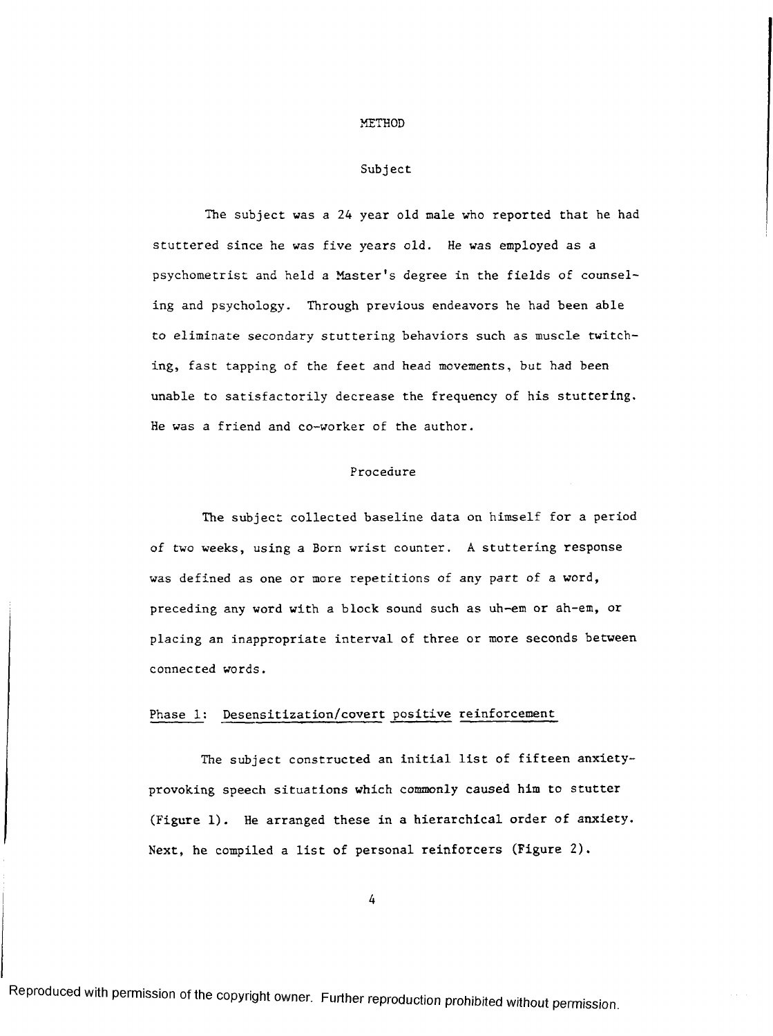# METHOD

## Subject

The subject was a 24 year old male who reported that he had stuttered since he was five years old. He was employed as a psychometrist and held a Master's degree in the fields of counseling and psychology. Through previous endeavors he had been able to eliminate secondary stuttering behaviors such as muscle twitching, fast tapping of the feet and head movements, but had been unable to satisfactorily decrease the frequency of his stuttering. He was a friend and co-worker of the author.

## Procedure

The subject collected baseline data on himself for a period of two weeks, using a Born wrist counter. A stuttering response was defined as one or more repetitions of any part of a word, preceding any word with a block sound such as uh-em or ah-em, or placing an inappropriate interval of three or more seconds between connected words.

### Phase 1: Desensitization/covert positive reinforcement

The subject constructed an initial list of fifteen anxiety-provoking speech situations which commonly caused him to stutter (Figure 1). He arranged these in a hierarchical order of anxiety. Next, he compiled a list of personal reinforcers (Figure 2).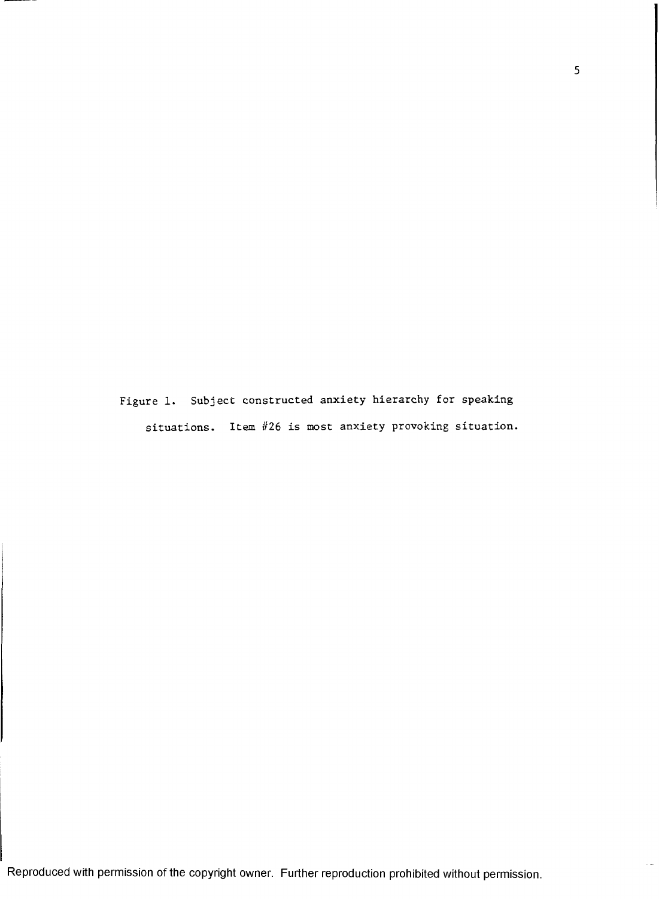Figure 1. Subject constructed anxiety hierarchy for speaking situations. Item #26 is most anxiety provoking situation.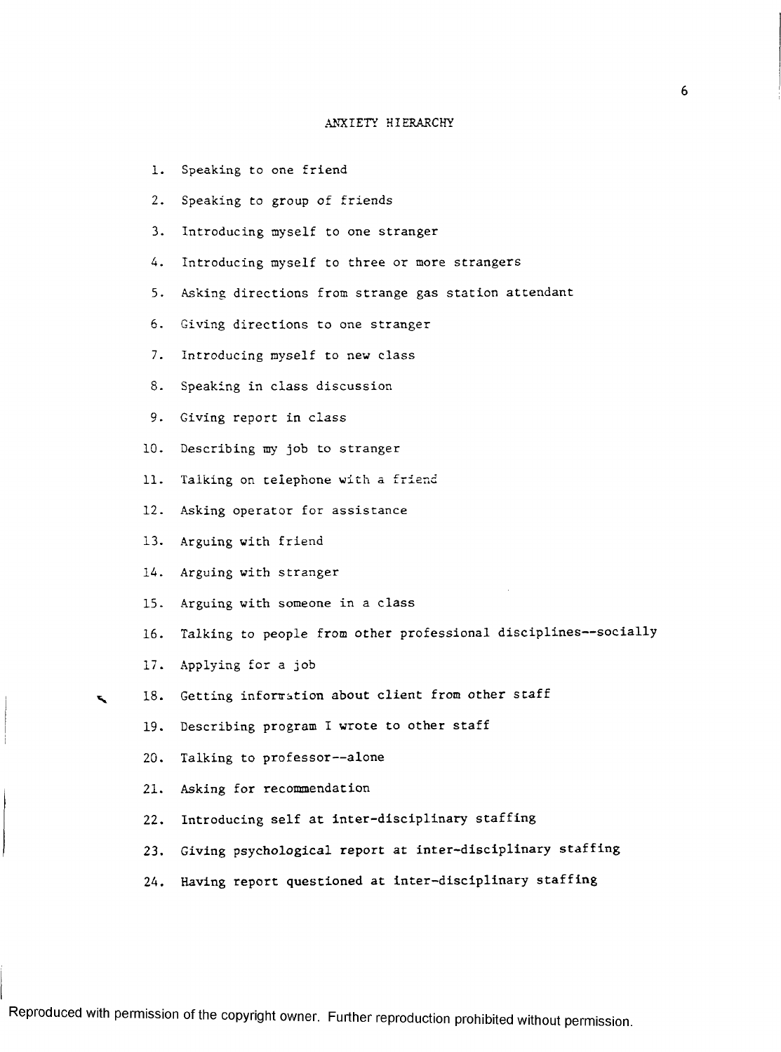# ANXIETY HIERARCHY

1. Speaking to one friend
2. Speaking to group of friends
3. Introducing myself to one stranger
4. Introducing myself to three or more strangers
5. Asking directions from strange gas station attendant
6. Giving directions to one stranger
7. Introducing myself to new class
8. Speaking in class discussion
9. Giving report in class
10. Describing my job to stranger
11. Talking on telephone with a friend
12. Asking operator for assistance
13. Arguing with friend
14. Arguing with stranger
15. Arguing with someone in a class
16. Talking to people from other professional disciplines--socially
17. Applying for a job
18. Getting information about client from other staff
19. Describing program I wrote to other staff
20. Talking to professor--alone
21. Asking for recommendation
22. Introducing self at inter-disciplinary staffing
23. Giving psychological report at inter-disciplinary staffing
24. Having report questioned at inter-disciplinary staffing

Reproduced with permission of the copyright owner. Further reproduction prohibited without permission.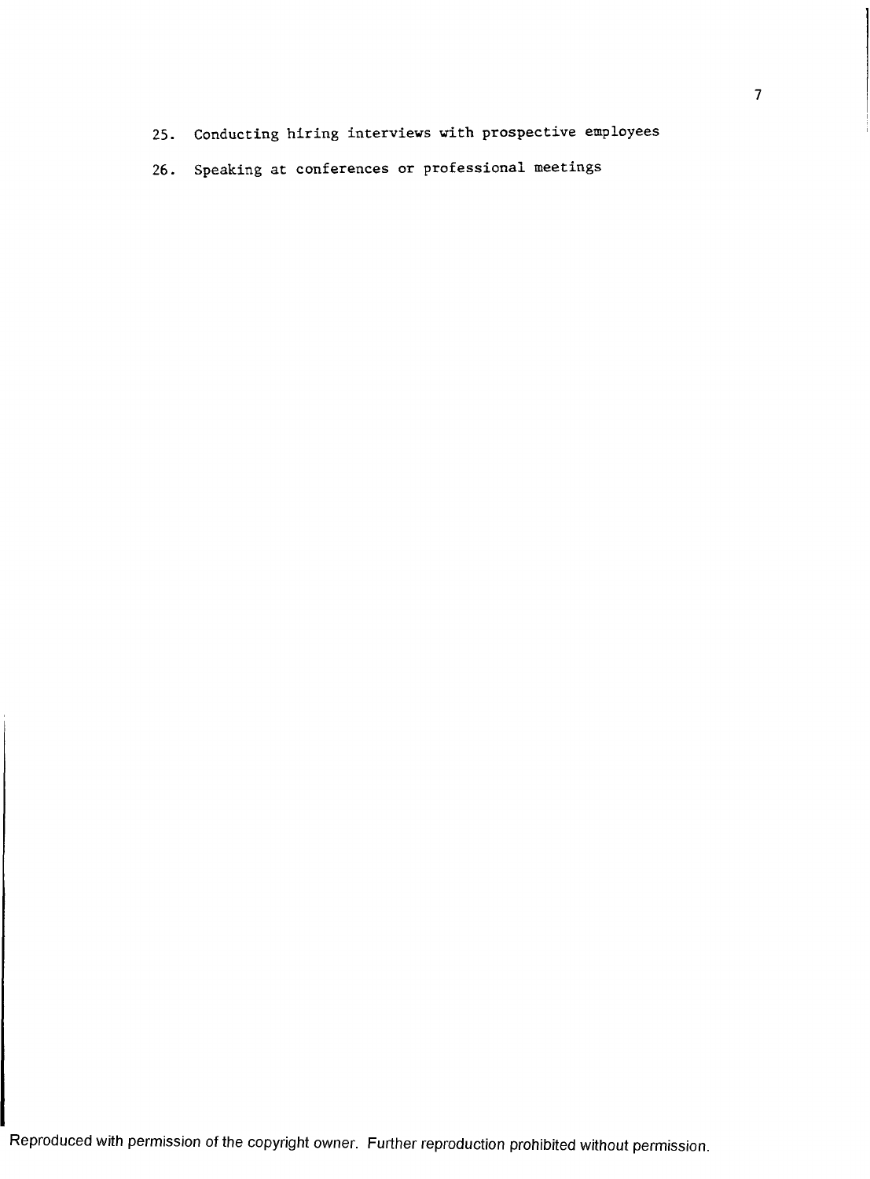25. Conducting hiring interviews with prospective employees
26. Speaking at conferences or professional meetings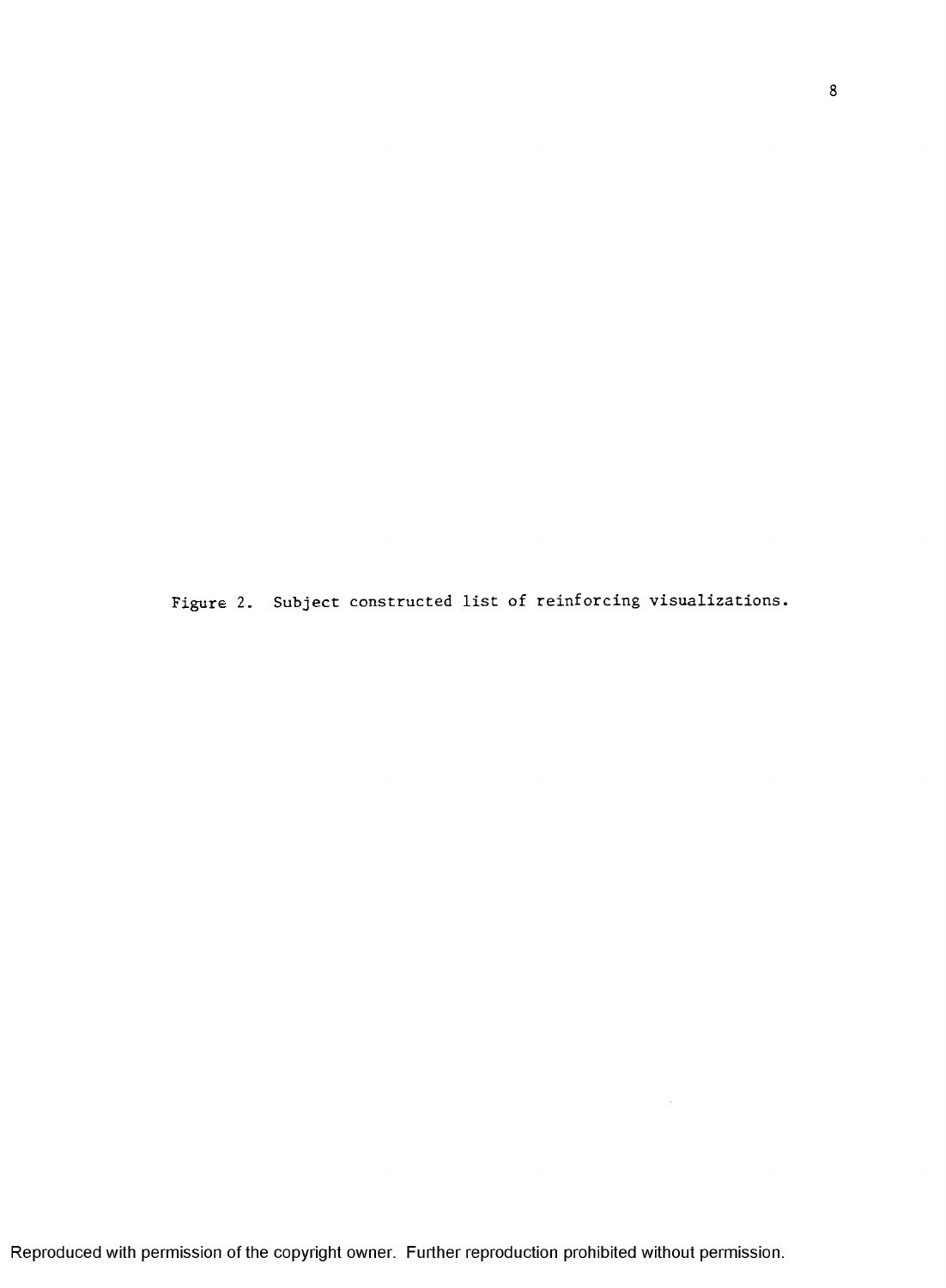Figure 2. Subject constructed list of reinforcing visualizations.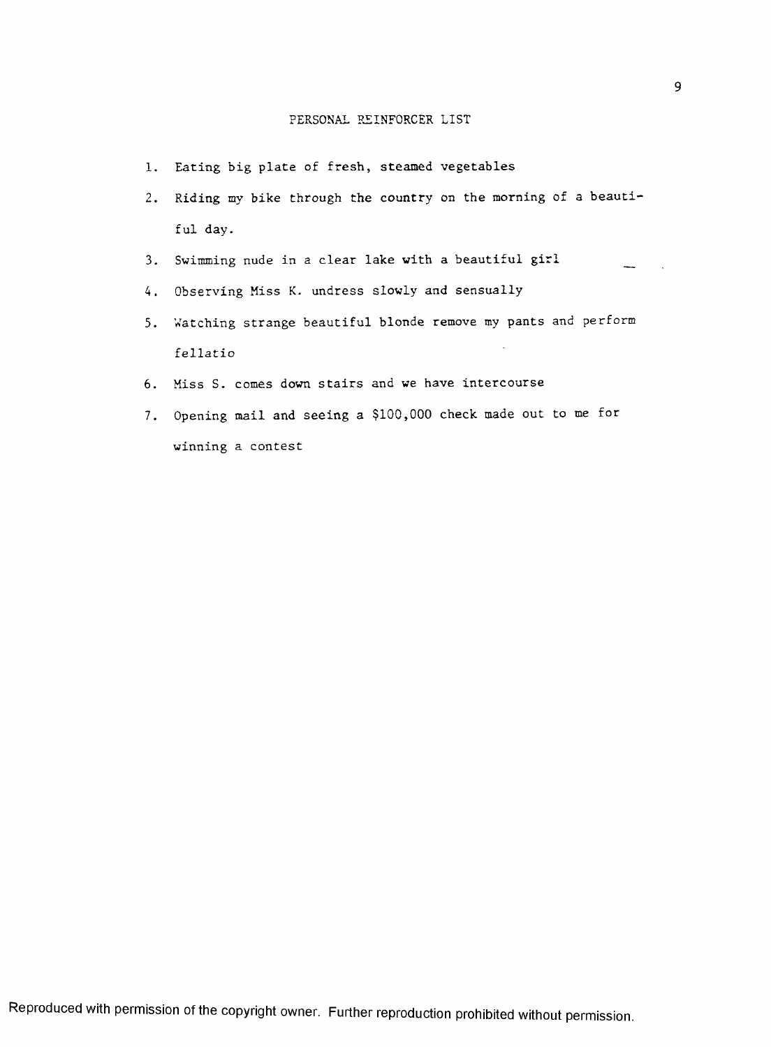# PERSONAL REINFORCER LIST

1. Eating big plate of fresh, steamed vegetables
2. Riding my bike through the country on the morning of a beautiful day.
3. Swimming nude in a clear lake with a beautiful girl
4. Observing Miss K. undress slowly and sensually
5. Watching strange beautiful blonde remove my pants and perform fellatio
6. Miss S. comes down stairs and we have intercourse
7. Opening mail and seeing a $100,000 check made out to me for winning a contest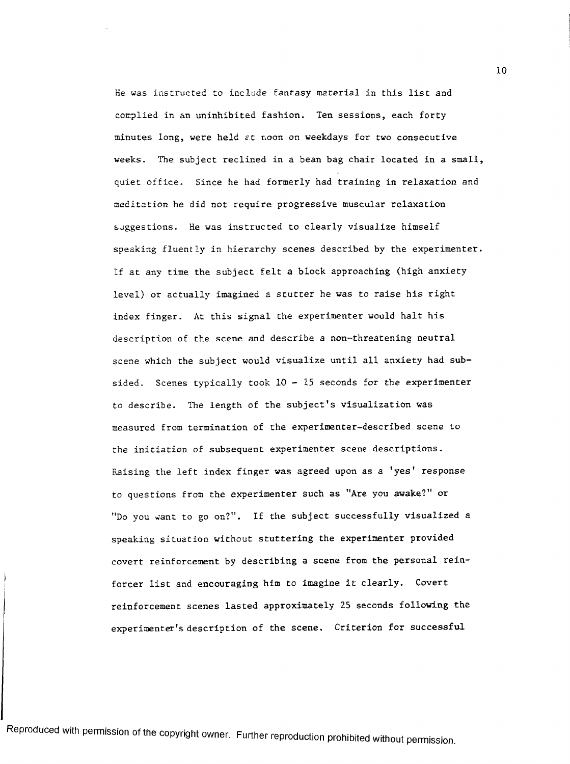He was instructed to include fantasy material in this list and complied in an uninhibited fashion. Ten sessions, each forty minutes long, were held at noon on weekdays for two consecutive weeks. The subject reclined in a bean bag chair located in a small, quiet office. Since he had formerly had training in relaxation and meditation he did not require progressive muscular relaxation suggestions. He was instructed to clearly visualize himself speaking fluently in hierarchy scenes described by the experimenter. If at any time the subject felt a block approaching (high anxiety level) or actually imagined a stutter he was to raise his right index finger. At this signal the experimenter would halt his description of the scene and describe a non-threatening neutral scene which the subject would visualize until all anxiety had subsided. Scenes typically took 10 - 15 seconds for the experimenter to describe. The length of the subject's visualization was measured from termination of the experimenter-described scene to the initiation of subsequent experimenter scene descriptions. Raising the left index finger was agreed upon as a 'yes' response to questions from the experimenter such as "Are you awake?" or "Do you want to go on?". If the subject successfully visualized a speaking situation without stuttering the experimenter provided covert reinforcement by describing a scene from the personal reinforcer list and encouraging him to imagine it clearly. Covert reinforcement scenes lasted approximately 25 seconds following the experimenter's description of the scene. Criterion for successful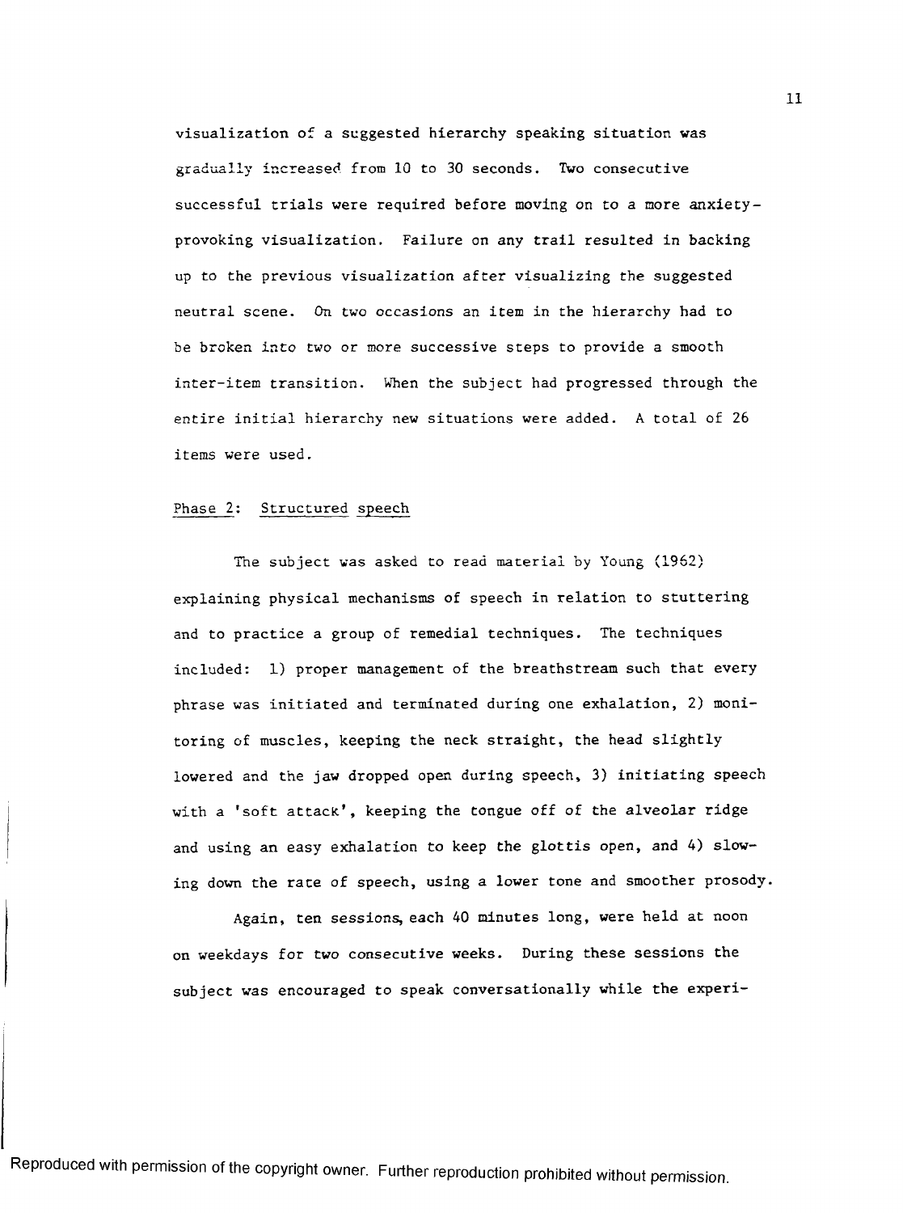visualization of a suggested hierarchy speaking situation was gradually increased from 10 to 30 seconds. Two consecutive successful trials were required before moving on to a more anxiety-provoking visualization. Failure on any trail resulted in backing up to the previous visualization after visualizing the suggested neutral scene. On two occasions an item in the hierarchy had to be broken into two or more successive steps to provide a smooth inter-item transition. When the subject had progressed through the entire initial hierarchy new situations were added. A total of 26 items were used.

<u>Phase 2: Structured speech</u>

The subject was asked to read material by Young (1962) explaining physical mechanisms of speech in relation to stuttering and to practice a group of remedial techniques. The techniques included: 1) proper management of the breathstream such that every phrase was initiated and terminated during one exhalation, 2) monitoring of muscles, keeping the neck straight, the head slightly lowered and the jaw dropped open during speech, 3) initiating speech with a 'soft attack', keeping the tongue off of the alveolar ridge and using an easy exhalation to keep the glottis open, and 4) slowing down the rate of speech, using a lower tone and smoother prosody.

Again, ten sessions, each 40 minutes long, were held at noon on weekdays for two consecutive weeks. During these sessions the subject was encouraged to speak conversationally while the experi-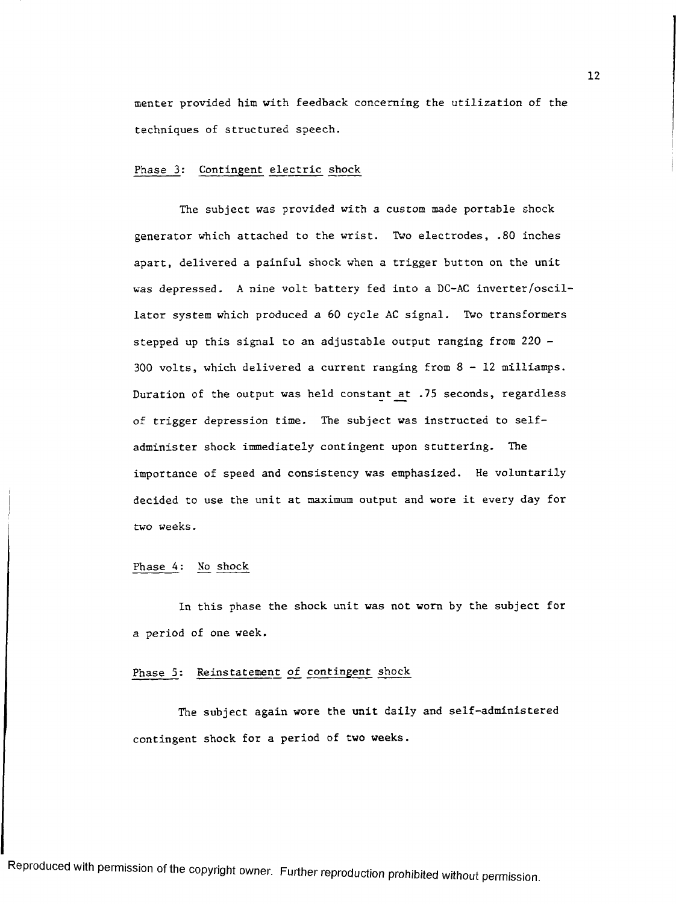menter provided him with feedback concerning the utilization of the techniques of structured speech.

### Phase 3: Contingent electric shock

The subject was provided with a custom made portable shock generator which attached to the wrist. Two electrodes, .80 inches apart, delivered a painful shock when a trigger button on the unit was depressed. A nine volt battery fed into a DC-AC inverter/oscillator system which produced a 60 cycle AC signal. Two transformers stepped up this signal to an adjustable output ranging from 220 - 300 volts, which delivered a current ranging from 8 - 12 milliamps. Duration of the output was held constant at .75 seconds, regardless of trigger depression time. The subject was instructed to self-administer shock immediately contingent upon stuttering. The importance of speed and consistency was emphasized. He voluntarily decided to use the unit at maximum output and wore it every day for two weeks.

### Phase 4: No shock

In this phase the shock unit was not worn by the subject for a period of one week.

### Phase 5: Reinstatement of contingent shock

The subject again wore the unit daily and self-administered contingent shock for a period of two weeks.

Reproduced with permission of the copyright owner. Further reproduction prohibited without permission.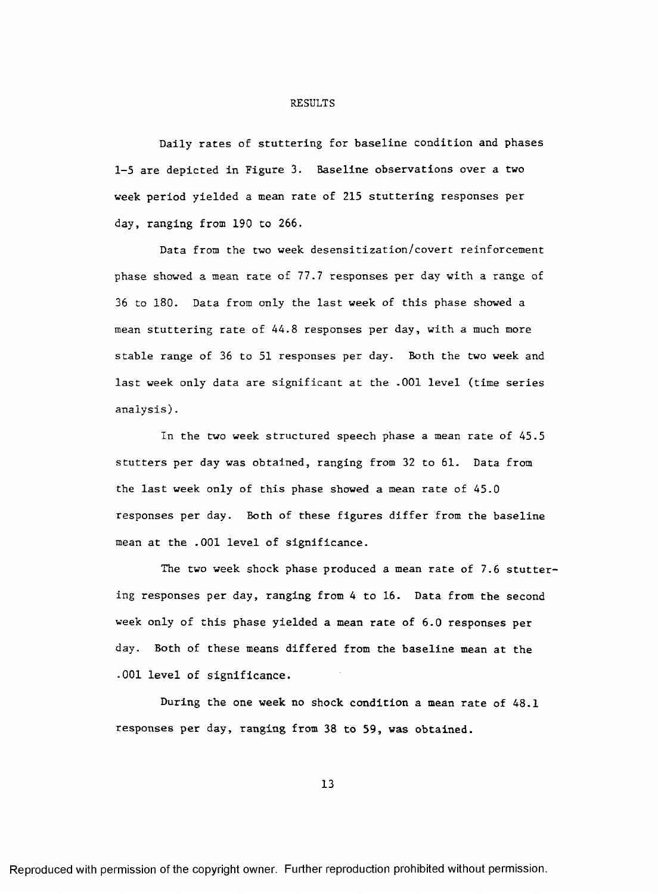# RESULTS

Daily rates of stuttering for baseline condition and phases 1-5 are depicted in Figure 3. Baseline observations over a two week period yielded a mean rate of 215 stuttering responses per day, ranging from 190 to 266.

Data from the two week desensitization/covert reinforcement phase showed a mean rate of 77.7 responses per day with a range of 36 to 180. Data from only the last week of this phase showed a mean stuttering rate of 44.8 responses per day, with a much more stable range of 36 to 51 responses per day. Both the two week and last week only data are significant at the .001 level (time series analysis).

In the two week structured speech phase a mean rate of 45.5 stutters per day was obtained, ranging from 32 to 61. Data from the last week only of this phase showed a mean rate of 45.0 responses per day. Both of these figures differ from the baseline mean at the .001 level of significance.

The two week shock phase produced a mean rate of 7.6 stuttering responses per day, ranging from 4 to 16. Data from the second week only of this phase yielded a mean rate of 6.0 responses per day. Both of these means differed from the baseline mean at the .001 level of significance.

During the one week no shock condition a mean rate of 48.1 responses per day, ranging from 38 to 59, was obtained.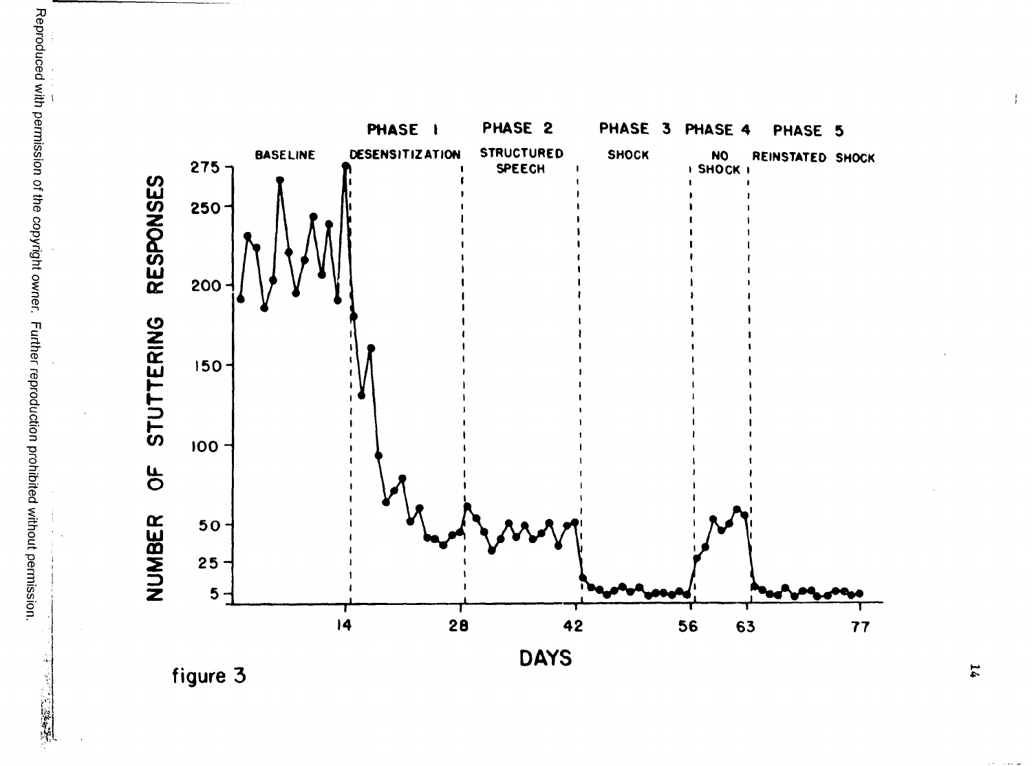| PHASE 1 | PHASE 2 | PHASE 3 | PHASE 4 | PHASE 5 |
|---|---|---|---|---|
| BASELINE | DESENSITIZATION | STRUCTURED SPEECH | SHOCK | NO SHOCK | REINSTATED SHOCK |

NUMBER OF STUTTERING RESPONSES

DAYS

figure 3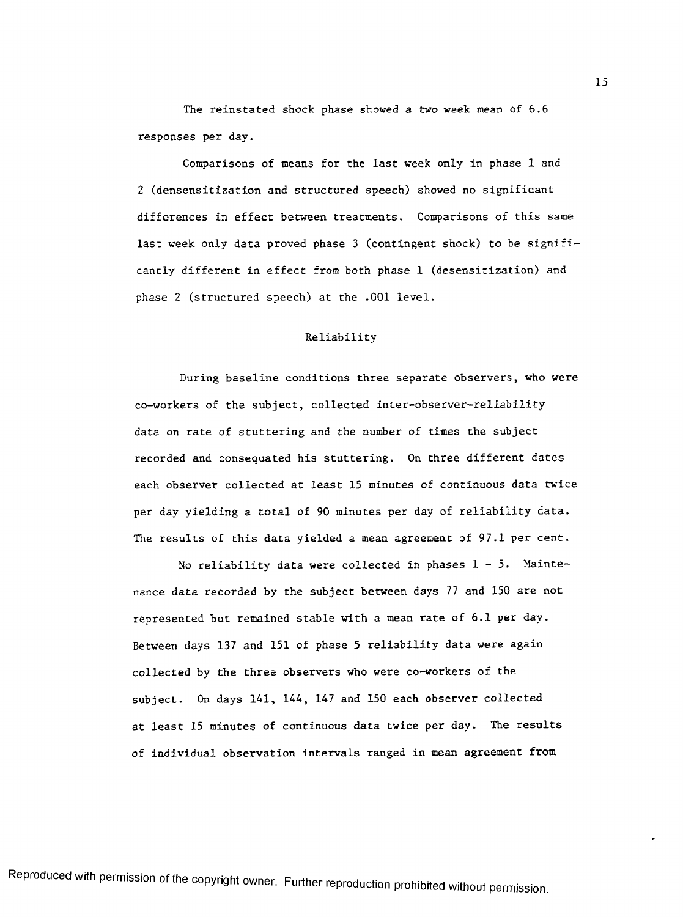The reinstated shock phase showed a two week mean of 6.6 responses per day.

Comparisons of means for the last week only in phase 1 and 2 (densensitization and structured speech) showed no significant differences in effect between treatments. Comparisons of this same last week only data proved phase 3 (contingent shock) to be significantly different in effect from both phase 1 (desensitization) and phase 2 (structured speech) at the .001 level.

## Reliability

During baseline conditions three separate observers, who were co-workers of the subject, collected inter-observer-reliability data on rate of stuttering and the number of times the subject recorded and consequated his stuttering. On three different dates each observer collected at least 15 minutes of continuous data twice per day yielding a total of 90 minutes per day of reliability data. The results of this data yielded a mean agreement of 97.1 per cent.

No reliability data were collected in phases 1 - 5. Maintenance data recorded by the subject between days 77 and 150 are not represented but remained stable with a mean rate of 6.1 per day. Between days 137 and 151 of phase 5 reliability data were again collected by the three observers who were co-workers of the subject. On days 141, 144, 147 and 150 each observer collected at least 15 minutes of continuous data twice per day. The results of individual observation intervals ranged in mean agreement from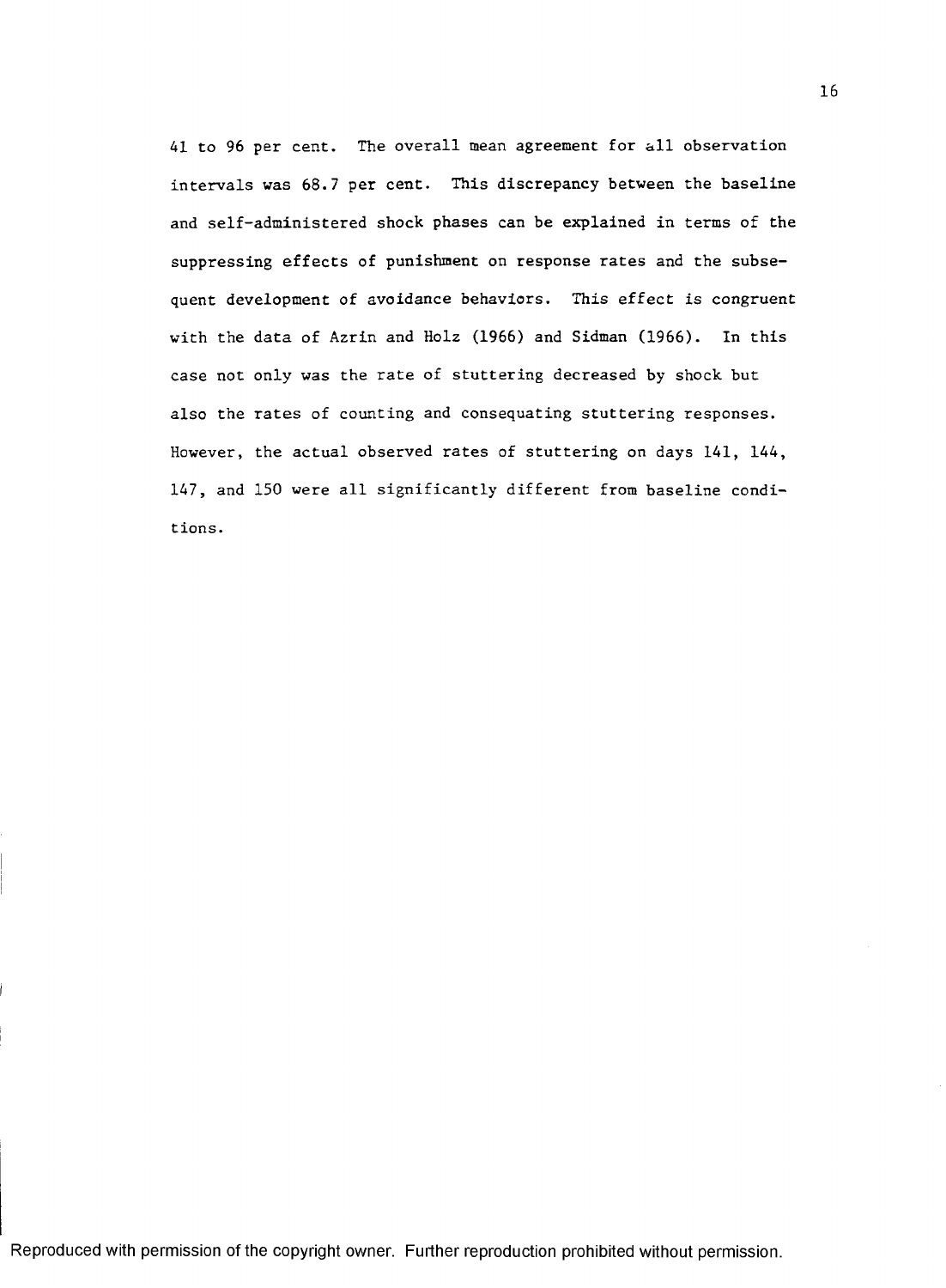41 to 96 per cent. The overall mean agreement for all observation intervals was 68.7 per cent. This discrepancy between the baseline and self-administered shock phases can be explained in terms of the suppressing effects of punishment on response rates and the subsequent development of avoidance behaviors. This effect is congruent with the data of Azrin and Holz (1966) and Sidman (1966). In this case not only was the rate of stuttering decreased by shock but also the rates of counting and consequating stuttering responses. However, the actual observed rates of stuttering on days 141, 144, 147, and 150 were all significantly different from baseline conditions.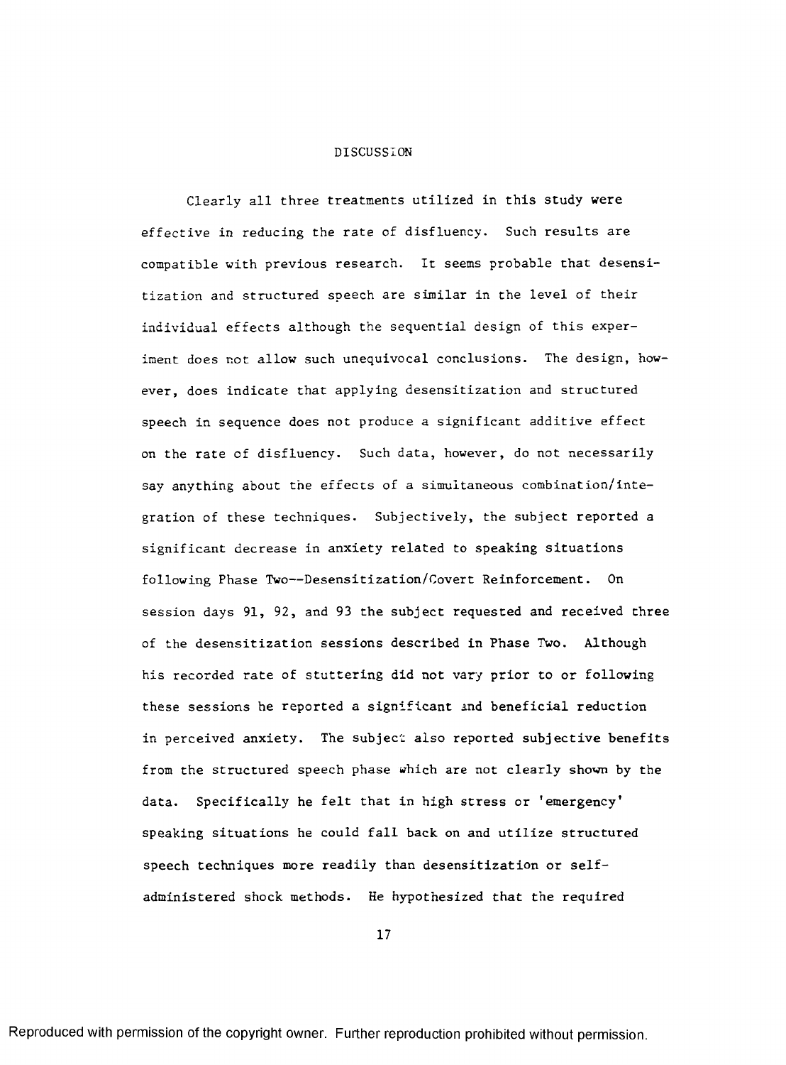# DISCUSSION

Clearly all three treatments utilized in this study were effective in reducing the rate of disfluency. Such results are compatible with previous research. It seems probable that desensitization and structured speech are similar in the level of their individual effects although the sequential design of this experiment does not allow such unequivocal conclusions. The design, however, does indicate that applying desensitization and structured speech in sequence does not produce a significant additive effect on the rate of disfluency. Such data, however, do not necessarily say anything about the effects of a simultaneous combination/integration of these techniques. Subjectively, the subject reported a significant decrease in anxiety related to speaking situations following Phase Two--Desensitization/Covert Reinforcement. On session days 91, 92, and 93 the subject requested and received three of the desensitization sessions described in Phase Two. Although his recorded rate of stuttering did not vary prior to or following these sessions he reported a significant and beneficial reduction in perceived anxiety. The subject also reported subjective benefits from the structured speech phase which are not clearly shown by the data. Specifically he felt that in high stress or 'emergency' speaking situations he could fall back on and utilize structured speech techniques more readily than desensitization or self-administered shock methods. He hypothesized that the required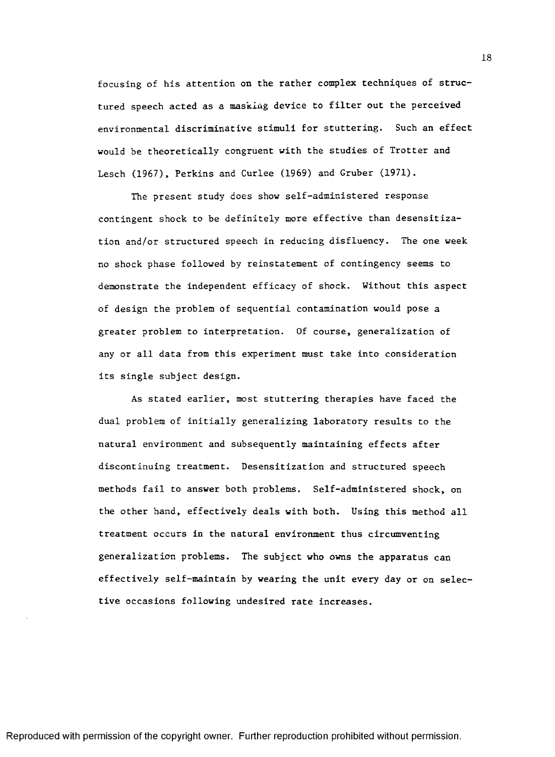focusing of his attention on the rather complex techniques of structured speech acted as a masking device to filter out the perceived environmental discriminative stimuli for stuttering. Such an effect would be theoretically congruent with the studies of Trotter and Lesch (1967), Perkins and Curlee (1969) and Gruber (1971).

The present study does show self-administered response contingent shock to be definitely more effective than desensitization and/or structured speech in reducing disfluency. The one week no shock phase followed by reinstatement of contingency seems to demonstrate the independent efficacy of shock. Without this aspect of design the problem of sequential contamination would pose a greater problem to interpretation. Of course, generalization of any or all data from this experiment must take into consideration its single subject design.

As stated earlier, most stuttering therapies have faced the dual problem of initially generalizing laboratory results to the natural environment and subsequently maintaining effects after discontinuing treatment. Desensitization and structured speech methods fail to answer both problems. Self-administered shock, on the other hand, effectively deals with both. Using this method all treatment occurs in the natural environment thus circumventing generalization problems. The subject who owns the apparatus can effectively self-maintain by wearing the unit every day or on selective occasions following undesired rate increases.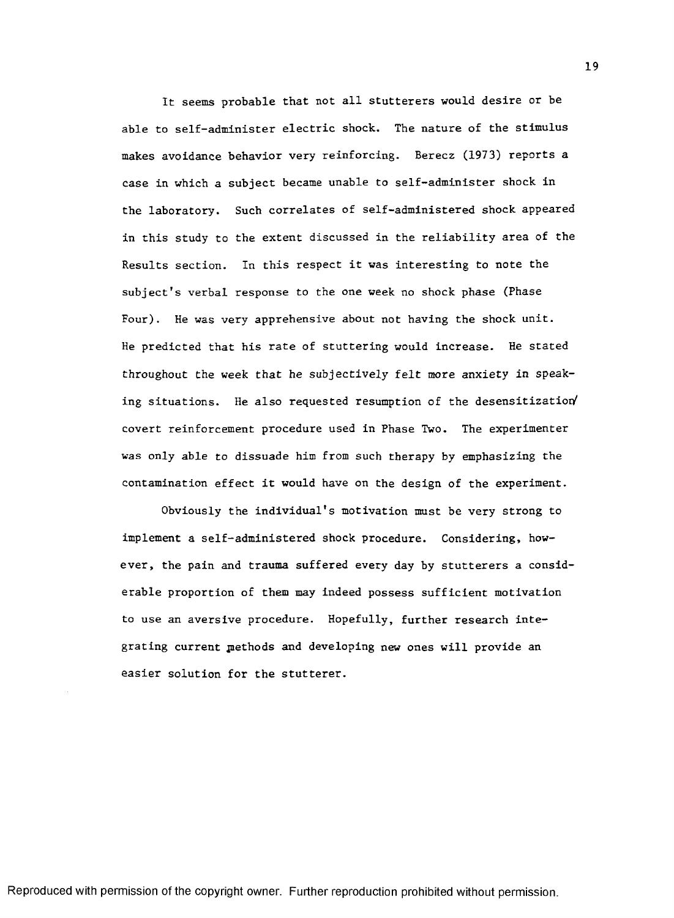It seems probable that not all stutterers would desire or be able to self-administer electric shock. The nature of the stimulus makes avoidance behavior very reinforcing. Berecz (1973) reports a case in which a subject became unable to self-administer shock in the laboratory. Such correlates of self-administered shock appeared in this study to the extent discussed in the reliability area of the Results section. In this respect it was interesting to note the subject's verbal response to the one week no shock phase (Phase Four). He was very apprehensive about not having the shock unit. He predicted that his rate of stuttering would increase. He stated throughout the week that he subjectively felt more anxiety in speaking situations. He also requested resumption of the desensitization/covert reinforcement procedure used in Phase Two. The experimenter was only able to dissuade him from such therapy by emphasizing the contamination effect it would have on the design of the experiment.

Obviously the individual's motivation must be very strong to implement a self-administered shock procedure. Considering, however, the pain and trauma suffered every day by stutterers a considerable proportion of them may indeed possess sufficient motivation to use an aversive procedure. Hopefully, further research integrating current methods and developing new ones will provide an easier solution for the stutterer.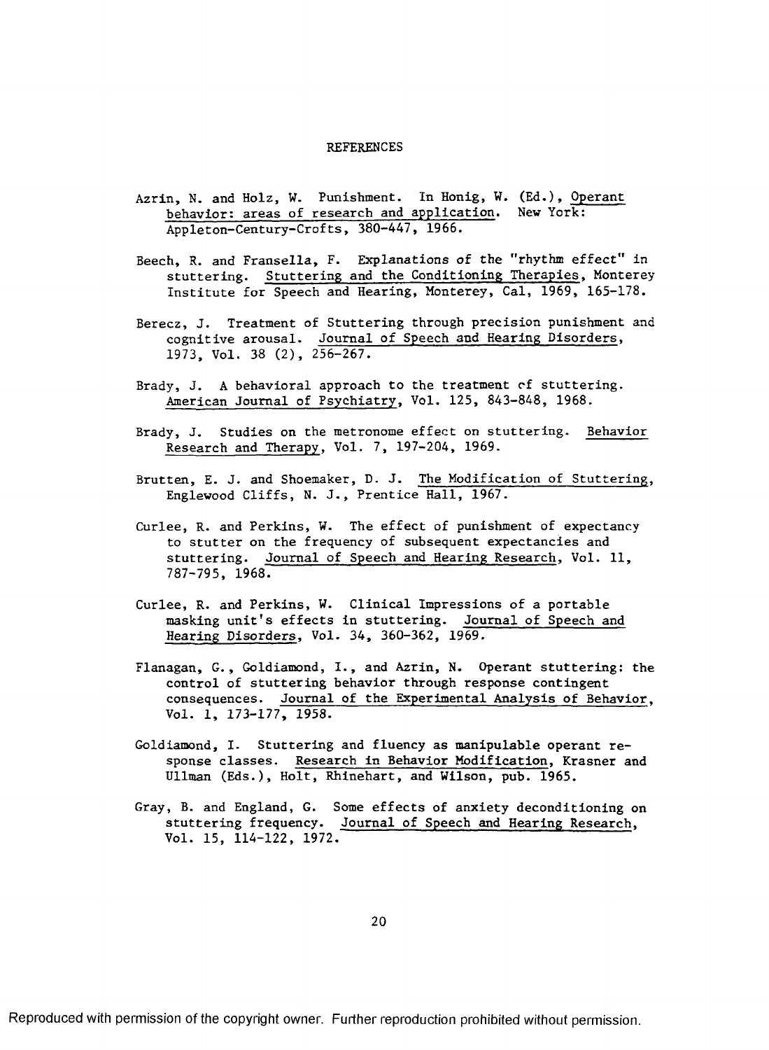# REFERENCES

Azrin, N. and Holz, W. Punishment. In Honig, W. (Ed.), Operant behavior: areas of research and application. New York: Appleton-Century-Crofts, 380-447, 1966.

Beech, R. and Fransella, F. Explanations of the "rhythm effect" in stuttering. Stuttering and the Conditioning Therapies, Monterey Institute for Speech and Hearing, Monterey, Cal, 1969, 165-178.

Berecz, J. Treatment of Stuttering through precision punishment and cognitive arousal. Journal of Speech and Hearing Disorders, 1973, Vol. 38 (2), 256-267.

Brady, J. A behavioral approach to the treatment of stuttering. American Journal of Psychiatry, Vol. 125, 843-848, 1968.

Brady, J. Studies on the metronome effect on stuttering. Behavior Research and Therapy, Vol. 7, 197-204, 1969.

Brutten, E. J. and Shoemaker, D. J. The Modification of Stuttering, Englewood Cliffs, N. J., Prentice Hall, 1967.

Curlee, R. and Perkins, W. The effect of punishment of expectancy to stutter on the frequency of subsequent expectancies and stuttering. Journal of Speech and Hearing Research, Vol. 11, 787-795, 1968.

Curlee, R. and Perkins, W. Clinical Impressions of a portable masking unit's effects in stuttering. Journal of Speech and Hearing Disorders, Vol. 34, 360-362, 1969.

Flanagan, G., Goldiamond, I., and Azrin, N. Operant stuttering: the control of stuttering behavior through response contingent consequences. Journal of the Experimental Analysis of Behavior, Vol. 1, 173-177, 1958.

Goldiamond, I. Stuttering and fluency as manipulable operant response classes. Research in Behavior Modification, Krasner and Ullman (Eds.), Holt, Rhinehart, and Wilson, pub. 1965.

Gray, B. and England, G. Some effects of anxiety deconditioning on stuttering frequency. Journal of Speech and Hearing Research, Vol. 15, 114-122, 1972.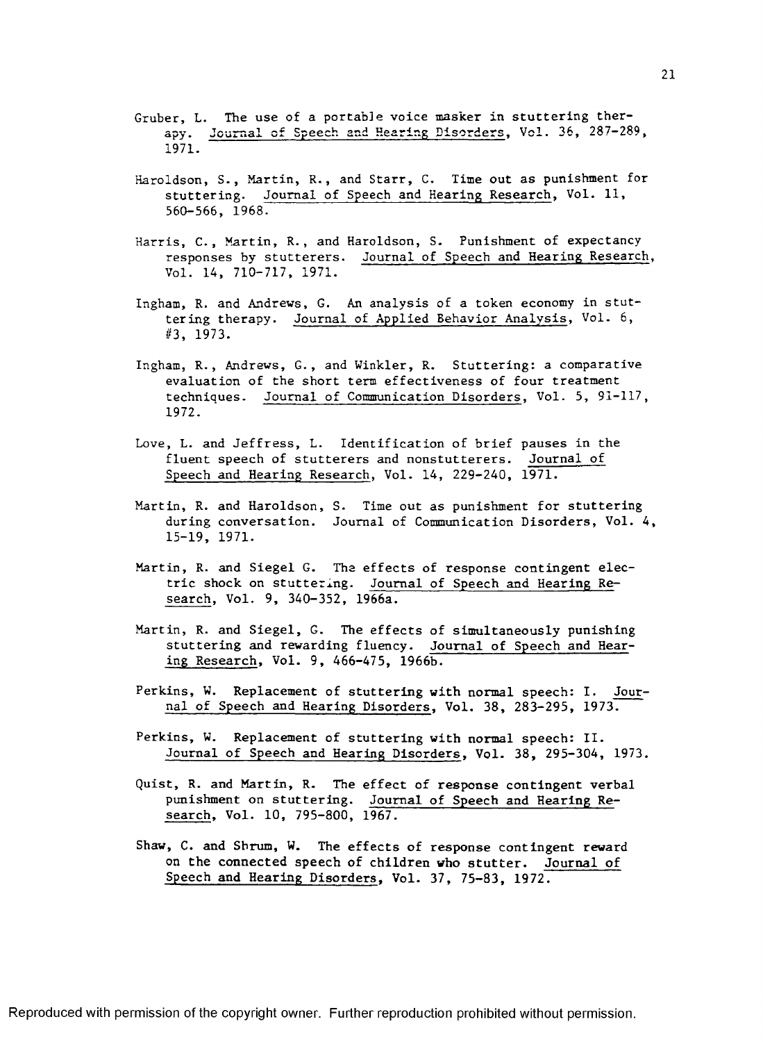Gruber, L. The use of a portable voice masker in stuttering therapy. Journal of Speech and Hearing Disorders, Vol. 36, 287-289, 1971.

Haroldson, S., Martin, R., and Starr, C. Time out as punishment for stuttering. Journal of Speech and Hearing Research, Vol. 11, 560-566, 1968.

Harris, C., Martin, R., and Haroldson, S. Punishment of expectancy responses by stutterers. Journal of Speech and Hearing Research, Vol. 14, 710-717, 1971.

Ingham, R. and Andrews, G. An analysis of a token economy in stuttering therapy. Journal of Applied Behavior Analysis, Vol. 6, #3, 1973.

Ingham, R., Andrews, G., and Winkler, R. Stuttering: a comparative evaluation of the short term effectiveness of four treatment techniques. Journal of Communication Disorders, Vol. 5, 91-117, 1972.

Love, L. and Jeffress, L. Identification of brief pauses in the fluent speech of stutterers and nonstutterers. Journal of Speech and Hearing Research, Vol. 14, 229-240, 1971.

Martin, R. and Haroldson, S. Time out as punishment for stuttering during conversation. Journal of Communication Disorders, Vol. 4, 15-19, 1971.

Martin, R. and Siegel G. The effects of response contingent electric shock on stuttering. Journal of Speech and Hearing Research, Vol. 9, 340-352, 1966a.

Martin, R. and Siegel, G. The effects of simultaneously punishing stuttering and rewarding fluency. Journal of Speech and Hearing Research, Vol. 9, 466-475, 1966b.

Perkins, W. Replacement of stuttering with normal speech: I. Journal of Speech and Hearing Disorders, Vol. 38, 283-295, 1973.

Perkins, W. Replacement of stuttering with normal speech: II. Journal of Speech and Hearing Disorders, Vol. 38, 295-304, 1973.

Quist, R. and Martin, R. The effect of response contingent verbal punishment on stuttering. Journal of Speech and Hearing Research, Vol. 10, 795-800, 1967.

Shaw, C. and Shrum, W. The effects of response contingent reward on the connected speech of children who stutter. Journal of Speech and Hearing Disorders, Vol. 37, 75-83, 1972.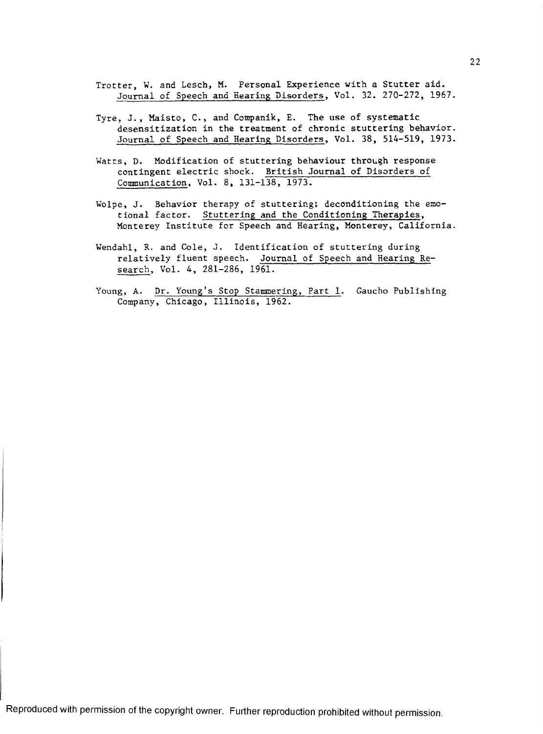Trotter, W. and Lesch, M. Personal Experience with a Stutter aid. Journal of Speech and Hearing Disorders, Vol. 32. 270-272, 1967.

Tyre, J., Maisto, C., and Companik, E. The use of systematic desensitization in the treatment of chronic stuttering behavior. Journal of Speech and Hearing Disorders, Vol. 38, 514-519, 1973.

Watts, D. Modification of stuttering behaviour through response contingent electric shock. British Journal of Disorders of Communication, Vol. 8, 131-138, 1973.

Wolpe, J. Behavior therapy of stuttering; deconditioning the emotional factor. Stuttering and the Conditioning Therapies, Monterey Institute for Speech and Hearing, Monterey, California.

Wendahl, R. and Cole, J. Identification of stuttering during relatively fluent speech. Journal of Speech and Hearing Research, Vol. 4, 281-286, 1961.

Young, A. Dr. Young's Stop Stammering, Part 1. Gaucho Publishing Company, Chicago, Illinois, 1962.

Reproduced with permission of the copyright owner. Further reproduction prohibited without permission.